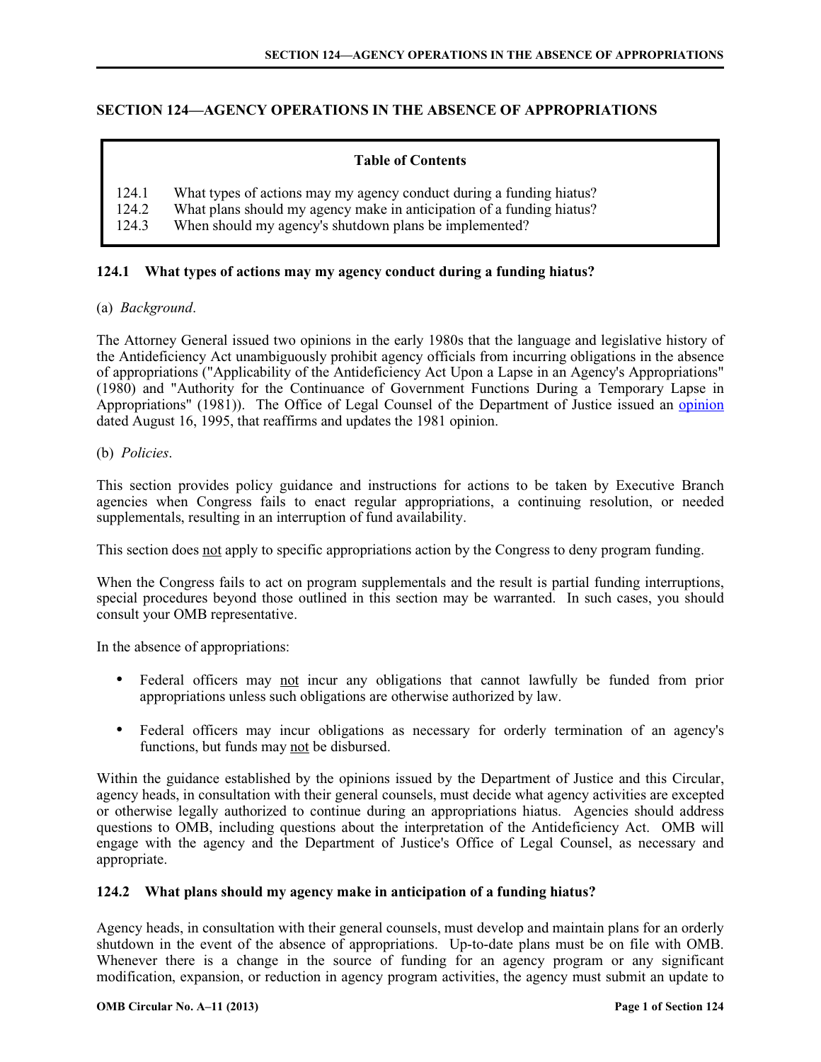## SECTION 124—AGENCY OPERATIONS IN THE ABSENCE OF APPROPRIATIONS

| Table of Contents | |
|---|---|
| 124.1 | What types of actions may my agency conduct during a funding hiatus? |
| 124.2 | What plans should my agency make in anticipation of a funding hiatus? |
| 124.3 | When should my agency's shutdown plans be implemented? |

### 124.1 What types of actions may my agency conduct during a funding hiatus?

(a) *Background*.

The Attorney General issued two opinions in the early 1980s that the language and legislative history of the Antideficiency Act unambiguously prohibit agency officials from incurring obligations in the absence of appropriations ("Applicability of the Antideficiency Act Upon a Lapse in an Agency's Appropriations" (1980) and "Authority for the Continuance of Government Functions During a Temporary Lapse in Appropriations" (1981)). The Office of Legal Counsel of the Department of Justice issued an opinion dated August 16, 1995, that reaffirms and updates the 1981 opinion.

(b) *Policies*.

This section provides policy guidance and instructions for actions to be taken by Executive Branch agencies when Congress fails to enact regular appropriations, a continuing resolution, or needed supplementals, resulting in an interruption of fund availability.

This section does not apply to specific appropriations action by the Congress to deny program funding.

When the Congress fails to act on program supplementals and the result is partial funding interruptions, special procedures beyond those outlined in this section may be warranted. In such cases, you should consult your OMB representative.

In the absence of appropriations:

- Federal officers may not incur any obligations that cannot lawfully be funded from prior appropriations unless such obligations are otherwise authorized by law.
- Federal officers may incur obligations as necessary for orderly termination of an agency's functions, but funds may not be disbursed.

Within the guidance established by the opinions issued by the Department of Justice and this Circular, agency heads, in consultation with their general counsels, must decide what agency activities are excepted or otherwise legally authorized to continue during an appropriations hiatus. Agencies should address questions to OMB, including questions about the interpretation of the Antideficiency Act. OMB will engage with the agency and the Department of Justice's Office of Legal Counsel, as necessary and appropriate.

### 124.2 What plans should my agency make in anticipation of a funding hiatus?

Agency heads, in consultation with their general counsels, must develop and maintain plans for an orderly shutdown in the event of the absence of appropriations. Up-to-date plans must be on file with OMB. Whenever there is a change in the source of funding for an agency program or any significant modification, expansion, or reduction in agency program activities, the agency must submit an update to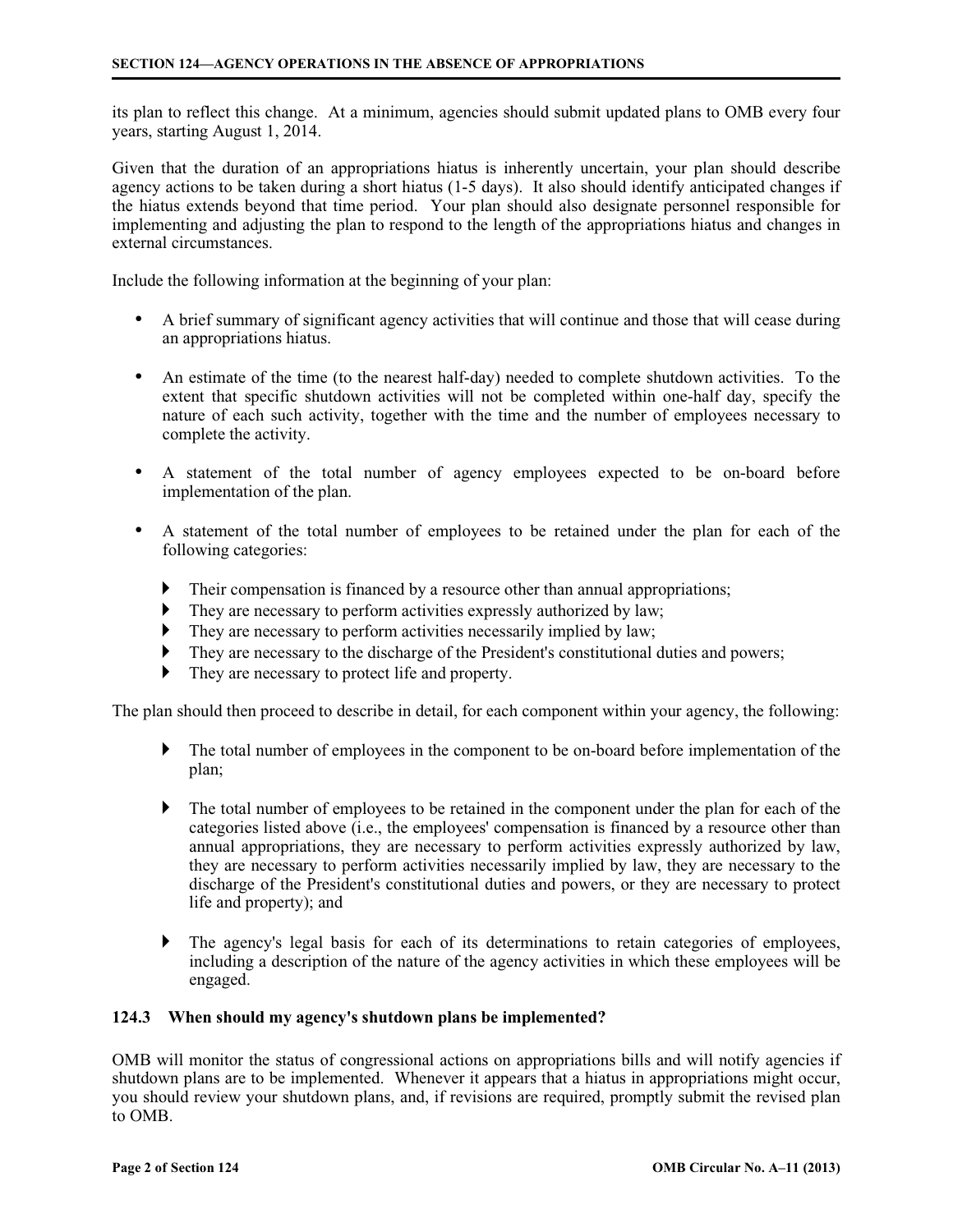its plan to reflect this change. At a minimum, agencies should submit updated plans to OMB every four years, starting August 1, 2014.

Given that the duration of an appropriations hiatus is inherently uncertain, your plan should describe agency actions to be taken during a short hiatus (1-5 days). It also should identify anticipated changes if the hiatus extends beyond that time period. Your plan should also designate personnel responsible for implementing and adjusting the plan to respond to the length of the appropriations hiatus and changes in external circumstances.

Include the following information at the beginning of your plan:

- A brief summary of significant agency activities that will continue and those that will cease during an appropriations hiatus.
- An estimate of the time (to the nearest half-day) needed to complete shutdown activities. To the extent that specific shutdown activities will not be completed within one-half day, specify the nature of each such activity, together with the time and the number of employees necessary to complete the activity.
- A statement of the total number of agency employees expected to be on-board before implementation of the plan.
- A statement of the total number of employees to be retained under the plan for each of the following categories:
  - Their compensation is financed by a resource other than annual appropriations;
  - They are necessary to perform activities expressly authorized by law;
  - They are necessary to perform activities necessarily implied by law;
  - They are necessary to the discharge of the President's constitutional duties and powers;
  - They are necessary to protect life and property.

The plan should then proceed to describe in detail, for each component within your agency, the following:

- The total number of employees in the component to be on-board before implementation of the plan;
- The total number of employees to be retained in the component under the plan for each of the categories listed above (i.e., the employees' compensation is financed by a resource other than annual appropriations, they are necessary to perform activities expressly authorized by law, they are necessary to perform activities necessarily implied by law, they are necessary to the discharge of the President's constitutional duties and powers, or they are necessary to protect life and property); and
- The agency's legal basis for each of its determinations to retain categories of employees, including a description of the nature of the agency activities in which these employees will be engaged.

### 124.3 When should my agency's shutdown plans be implemented?

OMB will monitor the status of congressional actions on appropriations bills and will notify agencies if shutdown plans are to be implemented. Whenever it appears that a hiatus in appropriations might occur, you should review your shutdown plans, and, if revisions are required, promptly submit the revised plan to OMB.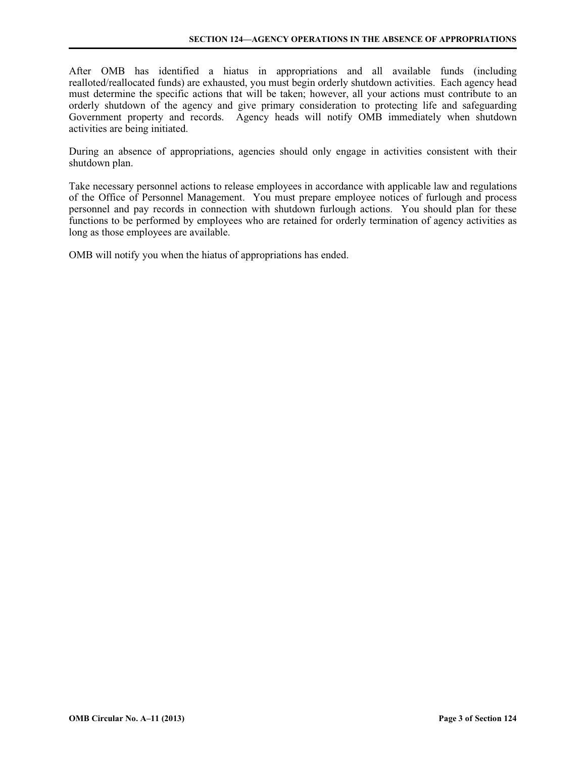After OMB has identified a hiatus in appropriations and all available funds (including realloted/reallocated funds) are exhausted, you must begin orderly shutdown activities. Each agency head must determine the specific actions that will be taken; however, all your actions must contribute to an orderly shutdown of the agency and give primary consideration to protecting life and safeguarding Government property and records. Agency heads will notify OMB immediately when shutdown activities are being initiated.

During an absence of appropriations, agencies should only engage in activities consistent with their shutdown plan.

Take necessary personnel actions to release employees in accordance with applicable law and regulations of the Office of Personnel Management. You must prepare employee notices of furlough and process personnel and pay records in connection with shutdown furlough actions. You should plan for these functions to be performed by employees who are retained for orderly termination of agency activities as long as those employees are available.

OMB will notify you when the hiatus of appropriations has ended.